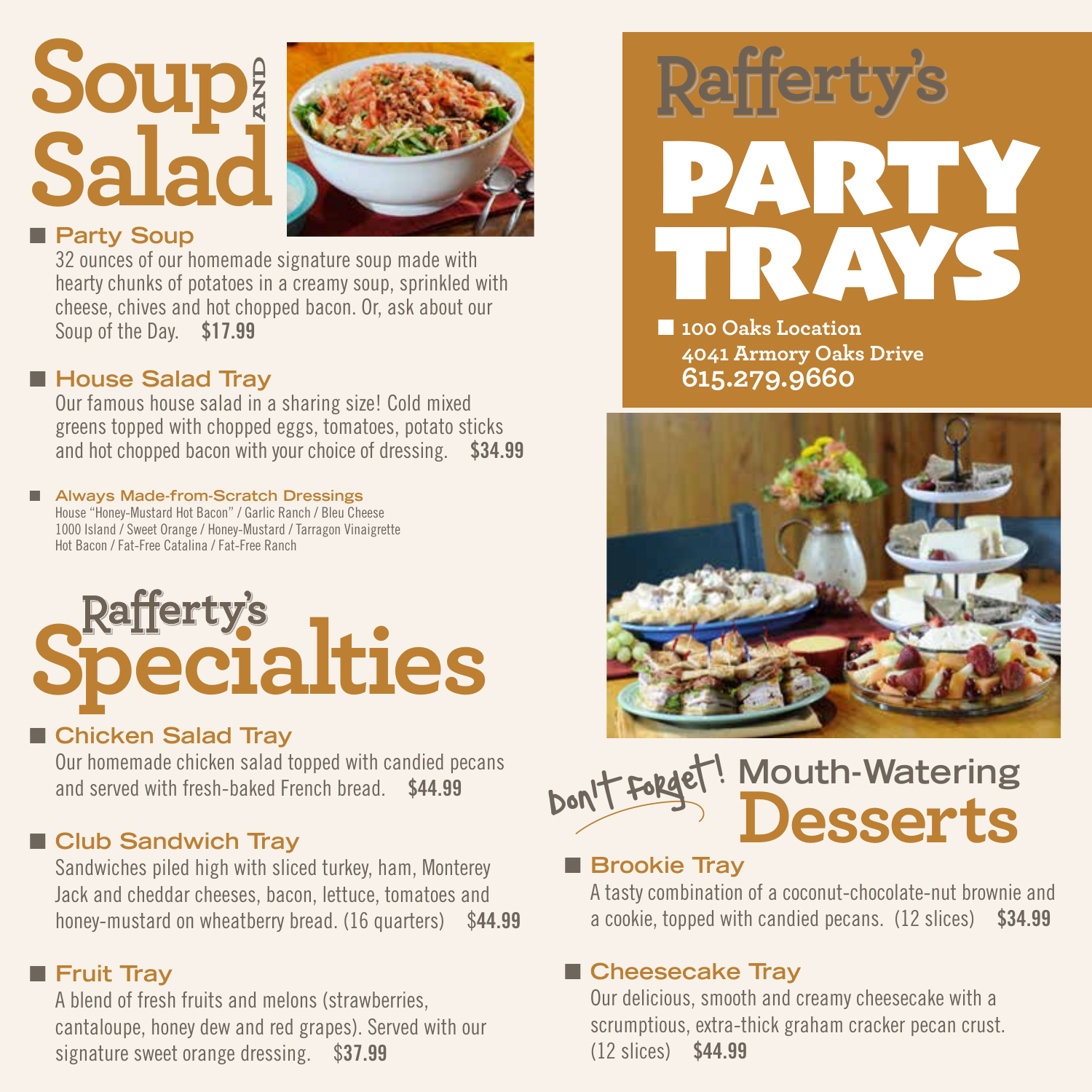# Soup and Salad

### Party Soup

32 ounces of our homemade signature soup made with hearty chunks of potatoes in a creamy soup, sprinkled with cheese, chives and hot chopped bacon. Or, ask about our Soup of the Day. **$17.99**

### House Salad Tray

Our famous house salad in a sharing size! Cold mixed greens topped with chopped eggs, tomatoes, potato sticks and hot chopped bacon with your choice of dressing. **$34.99**

#### Always Made-from-Scratch Dressings

House "Honey-Mustard Hot Bacon" / Garlic Ranch / Bleu Cheese
1000 Island / Sweet Orange / Honey-Mustard / Tarragon Vinaigrette
Hot Bacon / Fat-Free Catalina / Fat-Free Ranch

# Rafferty's Specialties

### Chicken Salad Tray

Our homemade chicken salad topped with candied pecans and served with fresh-baked French bread. **$44.99**

### Club Sandwich Tray

Sandwiches piled high with sliced turkey, ham, Monterey Jack and cheddar cheeses, bacon, lettuce, tomatoes and honey-mustard on wheatberry bread. (16 quarters) **$44.99**

### Fruit Tray

A blend of fresh fruits and melons (strawberries, cantaloupe, honey dew and red grapes). Served with our signature sweet orange dressing. **$37.99**

# Rafferty's PARTY TRAYS

**100 Oaks Location**
**4041 Armory Oaks Drive**
**615.279.9660**

# Don't Forget! Mouth-Watering Desserts

### Brookie Tray

A tasty combination of a coconut-chocolate-nut brownie and a cookie, topped with candied pecans. (12 slices) **$34.99**

### Cheesecake Tray

Our delicious, smooth and creamy cheesecake with a scrumptious, extra-thick graham cracker pecan crust. (12 slices) **$44.99**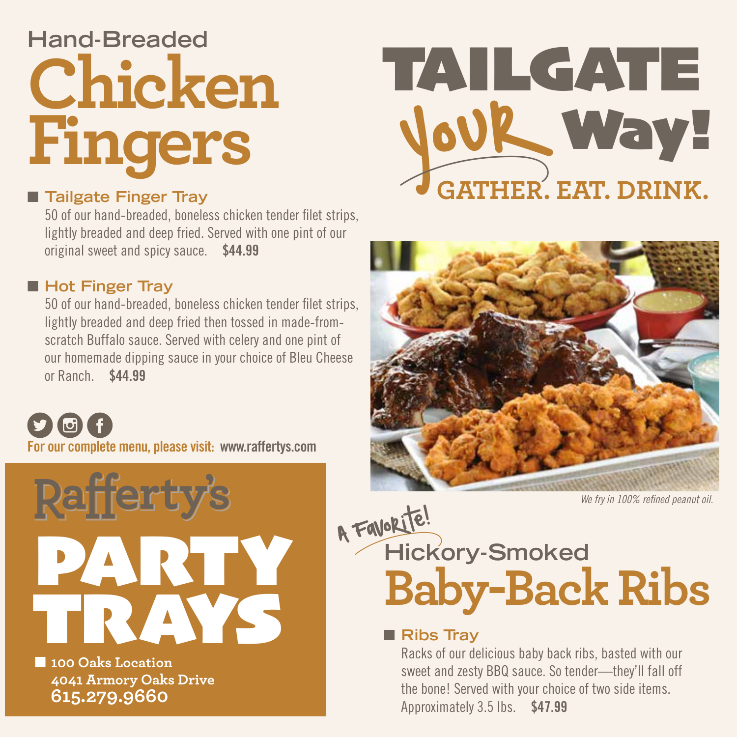# Hand-Breaded Chicken Fingers

### Tailgate Finger Tray

50 of our hand-breaded, boneless chicken tender filet strips, lightly breaded and deep fried. Served with one pint of our original sweet and spicy sauce. **$44.99**

### Hot Finger Tray

50 of our hand-breaded, boneless chicken tender filet strips, lightly breaded and deep fried then tossed in made-from-scratch Buffalo sauce. Served with celery and one pint of our homemade dipping sauce in your choice of Bleu Cheese or Ranch. **$44.99**

For our complete menu, please visit: **www.raffertys.com**

# Rafferty's PARTY TRAYS

**100 Oaks Location**
**4041 Armory Oaks Drive**
**615.279.9660**

# TAILGATE Your Way!

## GATHER. EAT. DRINK.

*We fry in 100% refined peanut oil.*

A Favorite!

# Hickory-Smoked Baby-Back Ribs

### Ribs Tray

Racks of our delicious baby back ribs, basted with our sweet and zesty BBQ sauce. So tender—they'll fall off the bone! Served with your choice of two side items. Approximately 3.5 lbs. **$47.99**